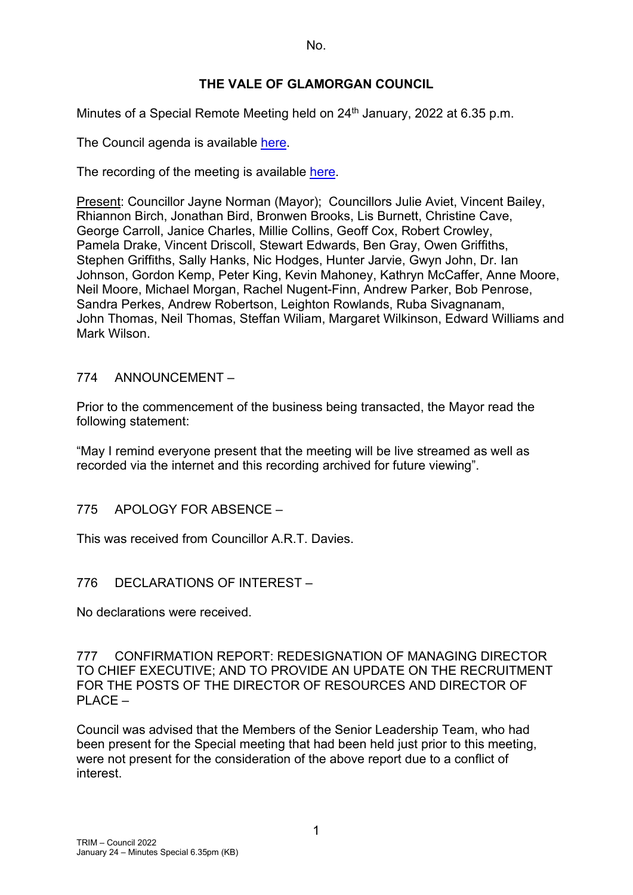No.

# THE VALE OF GLAMORGAN COUNCIL

Minutes of a Special Remote Meeting held on 24th January, 2022 at 6.35 p.m.

The Council agenda is available here.

The recording of the meeting is available here.

Present: Councillor Jayne Norman (Mayor); Councillors Julie Aviet, Vincent Bailey, Rhiannon Birch, Jonathan Bird, Bronwen Brooks, Lis Burnett, Christine Cave, George Carroll, Janice Charles, Millie Collins, Geoff Cox, Robert Crowley, Pamela Drake, Vincent Driscoll, Stewart Edwards, Ben Gray, Owen Griffiths, Stephen Griffiths, Sally Hanks, Nic Hodges, Hunter Jarvie, Gwyn John, Dr. Ian Johnson, Gordon Kemp, Peter King, Kevin Mahoney, Kathryn McCaffer, Anne Moore, Neil Moore, Michael Morgan, Rachel Nugent-Finn, Andrew Parker, Bob Penrose, Sandra Perkes, Andrew Robertson, Leighton Rowlands, Ruba Sivagnanam, John Thomas, Neil Thomas, Steffan Wiliam, Margaret Wilkinson, Edward Williams and Mark Wilson.

## 774 ANNOUNCEMENT –

Prior to the commencement of the business being transacted, the Mayor read the following statement:

"May I remind everyone present that the meeting will be live streamed as well as recorded via the internet and this recording archived for future viewing".

## 775 APOLOGY FOR ABSENCE –

This was received from Councillor A.R.T. Davies.

## 776 DECLARATIONS OF INTEREST –

No declarations were received.

## 777 CONFIRMATION REPORT: REDESIGNATION OF MANAGING DIRECTOR TO CHIEF EXECUTIVE; AND TO PROVIDE AN UPDATE ON THE RECRUITMENT FOR THE POSTS OF THE DIRECTOR OF RESOURCES AND DIRECTOR OF PLACE –

Council was advised that the Members of the Senior Leadership Team, who had been present for the Special meeting that had been held just prior to this meeting, were not present for the consideration of the above report due to a conflict of interest.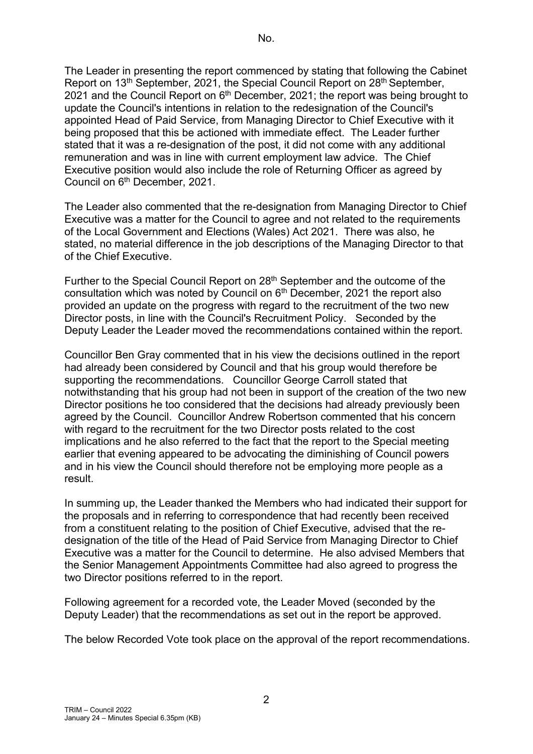No.

The Leader in presenting the report commenced by stating that following the Cabinet Report on 13th September, 2021, the Special Council Report on 28th September, 2021 and the Council Report on 6th December, 2021; the report was being brought to update the Council's intentions in relation to the redesignation of the Council's appointed Head of Paid Service, from Managing Director to Chief Executive with it being proposed that this be actioned with immediate effect. The Leader further stated that it was a re-designation of the post, it did not come with any additional remuneration and was in line with current employment law advice. The Chief Executive position would also include the role of Returning Officer as agreed by Council on 6th December, 2021.

The Leader also commented that the re-designation from Managing Director to Chief Executive was a matter for the Council to agree and not related to the requirements of the Local Government and Elections (Wales) Act 2021. There was also, he stated, no material difference in the job descriptions of the Managing Director to that of the Chief Executive.

Further to the Special Council Report on 28th September and the outcome of the consultation which was noted by Council on 6th December, 2021 the report also provided an update on the progress with regard to the recruitment of the two new Director posts, in line with the Council's Recruitment Policy. Seconded by the Deputy Leader the Leader moved the recommendations contained within the report.

Councillor Ben Gray commented that in his view the decisions outlined in the report had already been considered by Council and that his group would therefore be supporting the recommendations. Councillor George Carroll stated that notwithstanding that his group had not been in support of the creation of the two new Director positions he too considered that the decisions had already previously been agreed by the Council. Councillor Andrew Robertson commented that his concern with regard to the recruitment for the two Director posts related to the cost implications and he also referred to the fact that the report to the Special meeting earlier that evening appeared to be advocating the diminishing of Council powers and in his view the Council should therefore not be employing more people as a result.

In summing up, the Leader thanked the Members who had indicated their support for the proposals and in referring to correspondence that had recently been received from a constituent relating to the position of Chief Executive, advised that the re-designation of the title of the Head of Paid Service from Managing Director to Chief Executive was a matter for the Council to determine. He also advised Members that the Senior Management Appointments Committee had also agreed to progress the two Director positions referred to in the report.

Following agreement for a recorded vote, the Leader Moved (seconded by the Deputy Leader) that the recommendations as set out in the report be approved.

The below Recorded Vote took place on the approval of the report recommendations.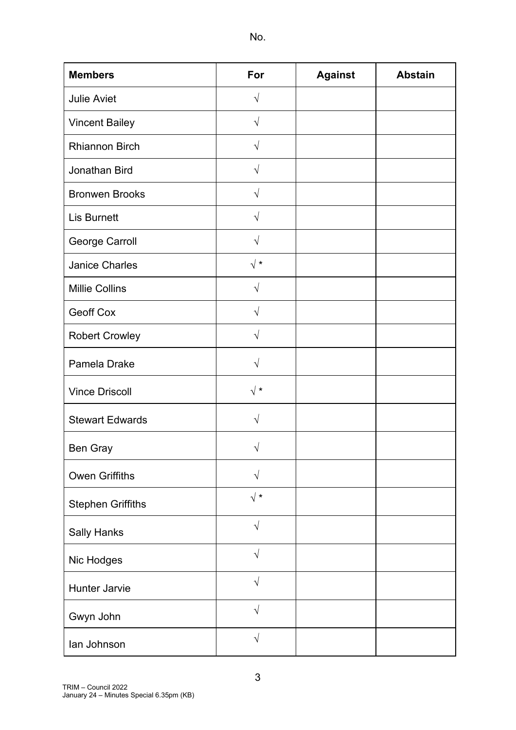No.

| Members | For | Against | Abstain |
| --- | --- | --- | --- |
| Julie Aviet | √ | | |
| Vincent Bailey | √ | | |
| Rhiannon Birch | √ | | |
| Jonathan Bird | √ | | |
| Bronwen Brooks | √ | | |
| Lis Burnett | √ | | |
| George Carroll | √ | | |
| Janice Charles | √ * | | |
| Millie Collins | √ | | |
| Geoff Cox | √ | | |
| Robert Crowley | √ | | |
| Pamela Drake | √ | | |
| Vince Driscoll | √ * | | |
| Stewart Edwards | √ | | |
| Ben Gray | √ | | |
| Owen Griffiths | √ | | |
| Stephen Griffiths | √ * | | |
| Sally Hanks | √ | | |
| Nic Hodges | √ | | |
| Hunter Jarvie | √ | | |
| Gwyn John | √ | | |
| Ian Johnson | √ | | |

TRIM – Council 2022
January 24 – Minutes Special 6.35pm (KB)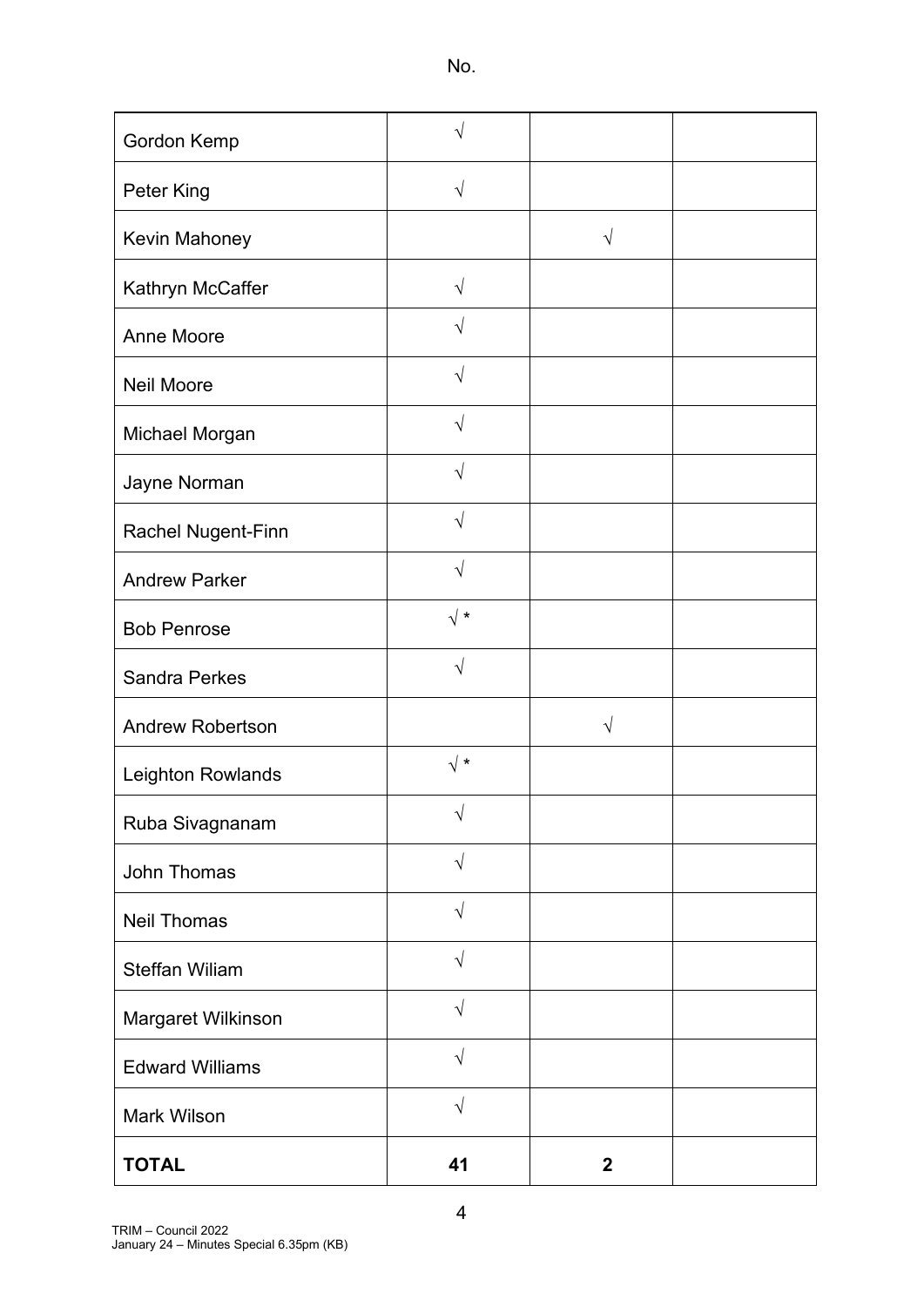| | | | |
|---|---|---|---|
| Gordon Kemp | √ | | |
| Peter King | √ | | |
| Kevin Mahoney | | √ | |
| Kathryn McCaffer | √ | | |
| Anne Moore | √ | | |
| Neil Moore | √ | | |
| Michael Morgan | √ | | |
| Jayne Norman | √ | | |
| Rachel Nugent-Finn | √ | | |
| Andrew Parker | √ | | |
| Bob Penrose | √ * | | |
| Sandra Perkes | √ | | |
| Andrew Robertson | | √ | |
| Leighton Rowlands | √ * | | |
| Ruba Sivagnanam | √ | | |
| John Thomas | √ | | |
| Neil Thomas | √ | | |
| Steffan Wiliam | √ | | |
| Margaret Wilkinson | √ | | |
| Edward Williams | √ | | |
| Mark Wilson | √ | | |
| **TOTAL** | **41** | **2** | |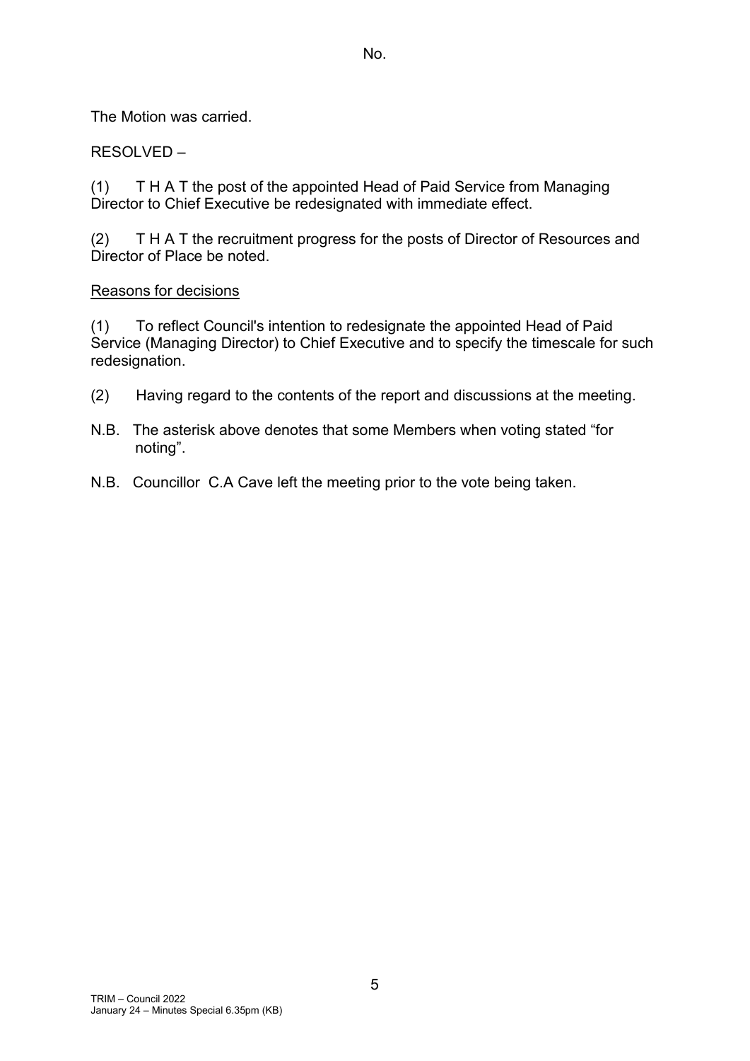No.

The Motion was carried.

RESOLVED –

(1) T H A T the post of the appointed Head of Paid Service from Managing Director to Chief Executive be redesignated with immediate effect.

(2) T H A T the recruitment progress for the posts of Director of Resources and Director of Place be noted.

Reasons for decisions

(1) To reflect Council's intention to redesignate the appointed Head of Paid Service (Managing Director) to Chief Executive and to specify the timescale for such redesignation.

(2) Having regard to the contents of the report and discussions at the meeting.

N.B. The asterisk above denotes that some Members when voting stated "for noting".

N.B. Councillor C.A Cave left the meeting prior to the vote being taken.